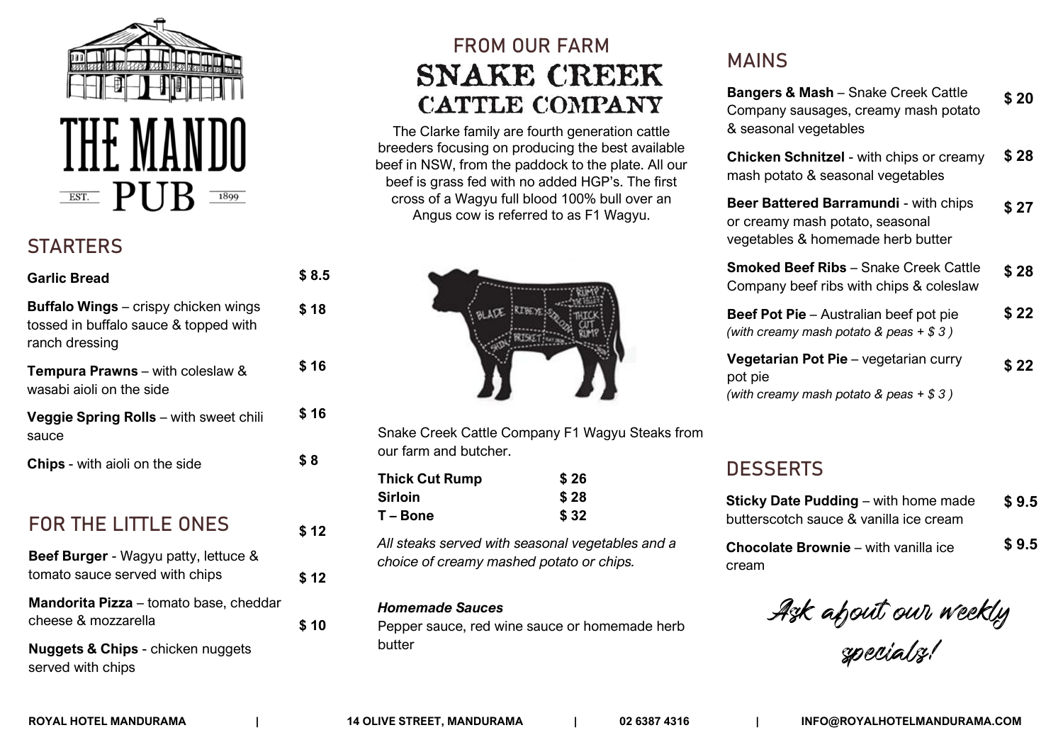# THE MANDO PUB

EST. 1899

## STARTERS

| Item | Price |
|---|---|
| **Garlic Bread** | $ 8.5 |
| **Buffalo Wings** – crispy chicken wings tossed in buffalo sauce & topped with ranch dressing | $ 18 |
| **Tempura Prawns** – with coleslaw & wasabi aioli on the side | $ 16 |
| **Veggie Spring Rolls** – with sweet chili sauce | $ 16 |
| **Chips** - with aioli on the side | $ 8 |

## FOR THE LITTLE ONES

| Item | Price |
|---|---|
| **Beef Burger** - Wagyu patty, lettuce & tomato sauce served with chips | $ 12 |
| **Mandorita Pizza** – tomato base, cheddar cheese & mozzarella | $ 12 |
| **Nuggets & Chips** - chicken nuggets served with chips | $ 10 |

## FROM OUR FARM

# SNAKE CREEK CATTLE COMPANY

The Clarke family are fourth generation cattle breeders focusing on producing the best available beef in NSW, from the paddock to the plate. All our beef is grass fed with no added HGP's. The first cross of a Wagyu full blood 100% bull over an Angus cow is referred to as F1 Wagyu.

Snake Creek Cattle Company F1 Wagyu Steaks from our farm and butcher.

| Steak | Price |
|---|---|
| **Thick Cut Rump** | **$ 26** |
| **Sirloin** | **$ 28** |
| **T – Bone** | **$ 32** |

*All steaks served with seasonal vegetables and a choice of creamy mashed potato or chips.*

***Homemade Sauces***

Pepper sauce, red wine sauce or homemade herb butter

## MAINS

| Item | Price |
|---|---|
| **Bangers & Mash** – Snake Creek Cattle Company sausages, creamy mash potato & seasonal vegetables | $ 20 |
| **Chicken Schnitzel** - with chips or creamy mash potato & seasonal vegetables | $ 28 |
| **Beer Battered Barramundi** - with chips or creamy mash potato, seasonal vegetables & homemade herb butter | $ 27 |
| **Smoked Beef Ribs** – Snake Creek Cattle Company beef ribs with chips & coleslaw | $ 28 |
| **Beef Pot Pie** – Australian beef pot pie *(with creamy mash potato & peas + $ 3 )* | $ 22 |
| **Vegetarian Pot Pie** – vegetarian curry pot pie *(with creamy mash potato & peas + $ 3 )* | $ 22 |

## DESSERTS

| Item | Price |
|---|---|
| **Sticky Date Pudding** – with home made butterscotch sauce & vanilla ice cream | $ 9.5 |
| **Chocolate Brownie** – with vanilla ice cream | $ 9.5 |

*Ask about our weekly specials!*

**ROYAL HOTEL MANDURAMA | 14 OLIVE STREET, MANDURAMA | 02 6387 4316 | INFO@ROYALHOTELMANDURAMA.COM**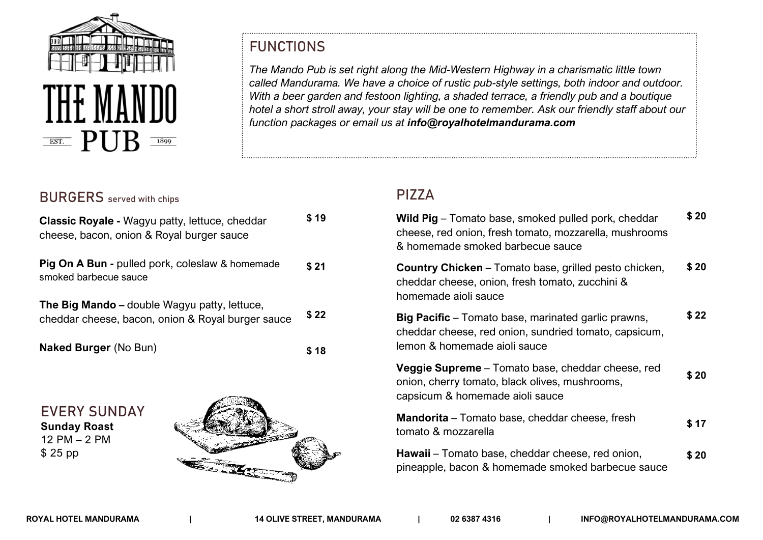# THE MANDO PUB

EST. 1899

## FUNCTIONS

*The Mando Pub is set right along the Mid-Western Highway in a charismatic little town called Mandurama. We have a choice of rustic pub-style settings, both indoor and outdoor. With a beer garden and festoon lighting, a shaded terrace, a friendly pub and a boutique hotel a short stroll away, your stay will be one to remember. Ask our friendly staff about our function packages or email us at* ***info@royalhotelmandurama.com***

## BURGERS served with chips

| | |
|---|---|
| **Classic Royale -** Wagyu patty, lettuce, cheddar cheese, bacon, onion & Royal burger sauce | **$ 19** |
| **Pig On A Bun -** pulled pork, coleslaw & homemade smoked barbecue sauce | **$ 21** |
| **The Big Mando –** double Wagyu patty, lettuce, cheddar cheese, bacon, onion & Royal burger sauce | **$ 22** |
| **Naked Burger** (No Bun) | **$ 18** |

## EVERY SUNDAY

**Sunday Roast**
12 PM – 2 PM
$ 25 pp

## PIZZA

| | |
|---|---|
| **Wild Pig** – Tomato base, smoked pulled pork, cheddar cheese, red onion, fresh tomato, mozzarella, mushrooms & homemade smoked barbecue sauce | **$ 20** |
| **Country Chicken** – Tomato base, grilled pesto chicken, cheddar cheese, onion, fresh tomato, zucchini & homemade aioli sauce | **$ 20** |
| **Big Pacific** – Tomato base, marinated garlic prawns, cheddar cheese, red onion, sundried tomato, capsicum, lemon & homemade aioli sauce | **$ 22** |
| **Veggie Supreme** – Tomato base, cheddar cheese, red onion, cherry tomato, black olives, mushrooms, capsicum & homemade aioli sauce | **$ 20** |
| **Mandorita** – Tomato base, cheddar cheese, fresh tomato & mozzarella | **$ 17** |
| **Hawaii** – Tomato base, cheddar cheese, red onion, pineapple, bacon & homemade smoked barbecue sauce | **$ 20** |

**ROYAL HOTEL MANDURAMA | 14 OLIVE STREET, MANDURAMA | 02 6387 4316 | INFO@ROYALHOTELMANDURAMA.COM**